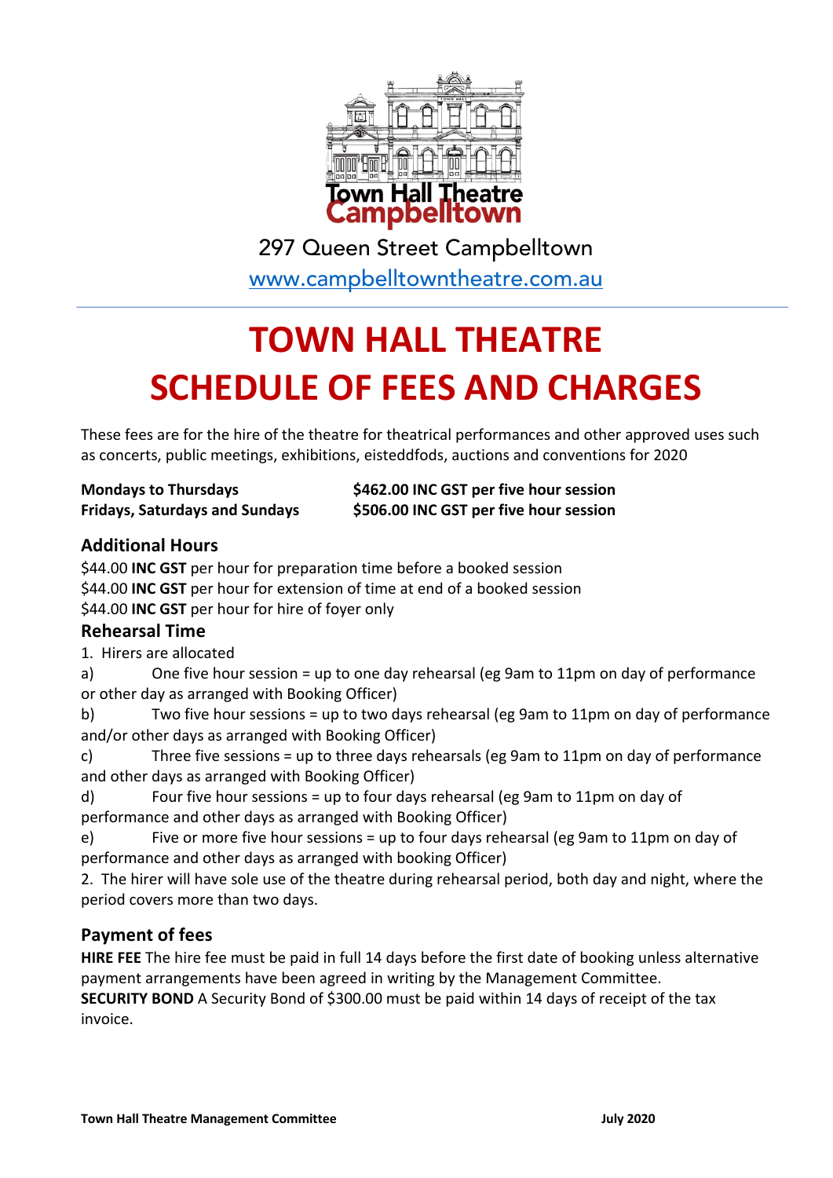Town Hall Theatre
Campbelltown

297 Queen Street Campbelltown

www.campbelltowntheatre.com.au

# TOWN HALL THEATRE
# SCHEDULE OF FEES AND CHARGES

These fees are for the hire of the theatre for theatrical performances and other approved uses such as concerts, public meetings, exhibitions, eisteddfods, auctions and conventions for 2020

| | |
|---|---|
| **Mondays to Thursdays** | **$462.00 INC GST per five hour session** |
| **Fridays, Saturdays and Sundays** | **$506.00 INC GST per five hour session** |

## Additional Hours

$44.00 **INC GST** per hour for preparation time before a booked session
$44.00 **INC GST** per hour for extension of time at end of a booked session
$44.00 **INC GST** per hour for hire of foyer only

## Rehearsal Time

1. Hirers are allocated

a) One five hour session = up to one day rehearsal (eg 9am to 11pm on day of performance or other day as arranged with Booking Officer)

b) Two five hour sessions = up to two days rehearsal (eg 9am to 11pm on day of performance and/or other days as arranged with Booking Officer)

c) Three five sessions = up to three days rehearsals (eg 9am to 11pm on day of performance and other days as arranged with Booking Officer)

d) Four five hour sessions = up to four days rehearsal (eg 9am to 11pm on day of performance and other days as arranged with Booking Officer)

e) Five or more five hour sessions = up to four days rehearsal (eg 9am to 11pm on day of performance and other days as arranged with booking Officer)

2. The hirer will have sole use of the theatre during rehearsal period, both day and night, where the period covers more than two days.

## Payment of fees

**HIRE FEE** The hire fee must be paid in full 14 days before the first date of booking unless alternative payment arrangements have been agreed in writing by the Management Committee.

**SECURITY BOND** A Security Bond of $300.00 must be paid within 14 days of receipt of the tax invoice.

**Town Hall Theatre Management Committee** **July 2020**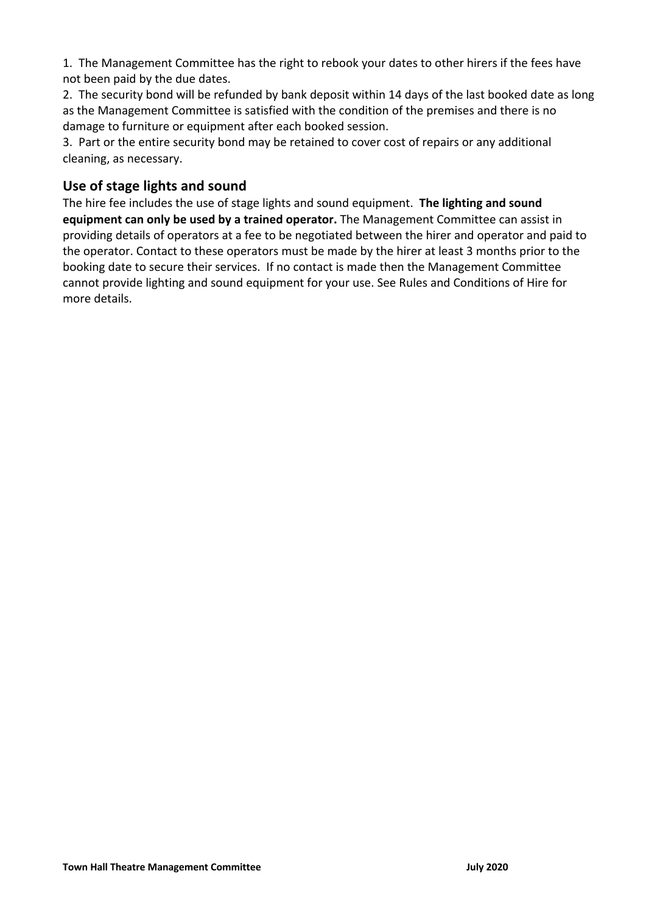1. The Management Committee has the right to rebook your dates to other hirers if the fees have not been paid by the due dates.
2. The security bond will be refunded by bank deposit within 14 days of the last booked date as long as the Management Committee is satisfied with the condition of the premises and there is no damage to furniture or equipment after each booked session.
3. Part or the entire security bond may be retained to cover cost of repairs or any additional cleaning, as necessary.

## Use of stage lights and sound

The hire fee includes the use of stage lights and sound equipment. **The lighting and sound equipment can only be used by a trained operator.** The Management Committee can assist in providing details of operators at a fee to be negotiated between the hirer and operator and paid to the operator. Contact to these operators must be made by the hirer at least 3 months prior to the booking date to secure their services. If no contact is made then the Management Committee cannot provide lighting and sound equipment for your use. See Rules and Conditions of Hire for more details.